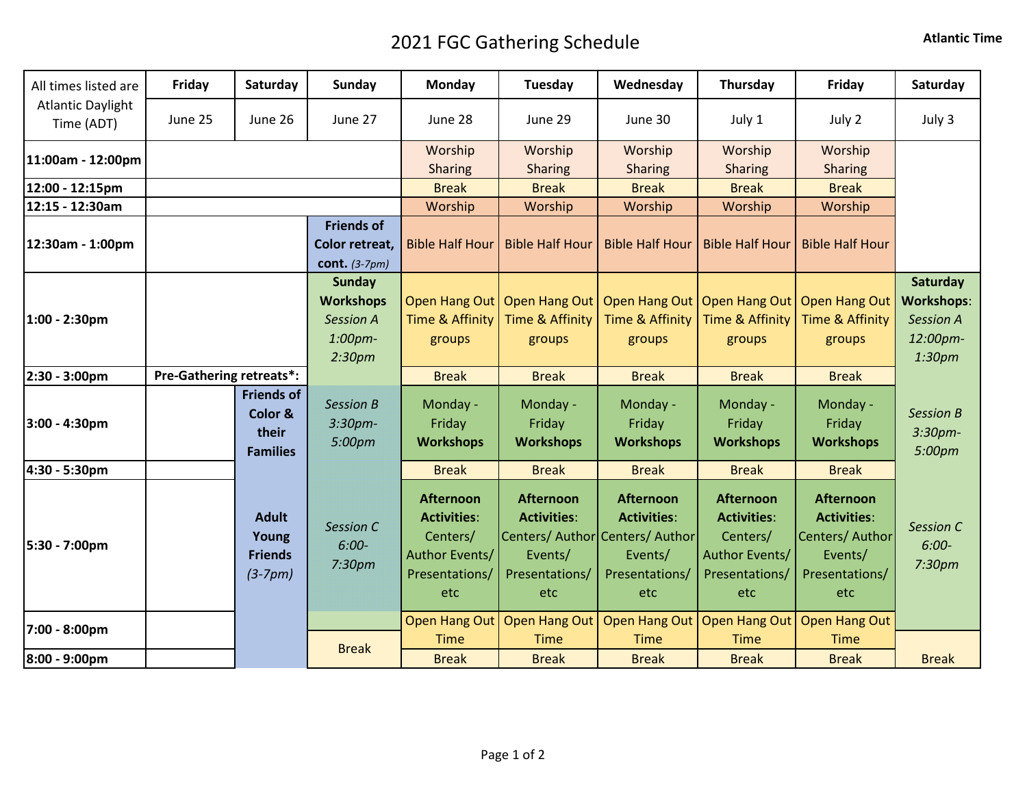# 2021 FGC Gathering Schedule

**Atlantic Time**

| All times listed are Atlantic Daylight Time (ADT) | Friday | Saturday | Sunday | Monday | Tuesday | Wednesday | Thursday | Friday | Saturday |
|---|---|---|---|---|---|---|---|---|---|
| | June 25 | June 26 | June 27 | June 28 | June 29 | June 30 | July 1 | July 2 | July 3 |
| **11:00am - 12:00pm** | | | | Worship Sharing | Worship Sharing | Worship Sharing | Worship Sharing | Worship Sharing | |
| **12:00 - 12:15pm** | | | | Break | Break | Break | Break | Break | |
| **12:15 - 12:30am** | | | | Worship | Worship | Worship | Worship | Worship | |
| **12:30am - 1:00pm** | | | **Friends of Color retreat, cont.** *(3-7pm)* | Bible Half Hour | Bible Half Hour | Bible Half Hour | Bible Half Hour | Bible Half Hour | |
| **1:00 - 2:30pm** | | | **Sunday Workshops** *Session A 1:00pm-2:30pm* | Open Hang Out Time & Affinity groups | Open Hang Out Time & Affinity groups | Open Hang Out Time & Affinity groups | Open Hang Out Time & Affinity groups | Open Hang Out Time & Affinity groups | **Saturday Workshops**: *Session A 12:00pm-1:30pm* |
| **2:30 - 3:00pm** | **Pre-Gathering retreats\*:** | | | Break | Break | Break | Break | Break | |
| **3:00 - 4:30pm** | | **Friends of Color & their Families** | *Session B 3:30pm-5:00pm* | Monday - Friday **Workshops** | Monday - Friday **Workshops** | Monday - Friday **Workshops** | Monday - Friday **Workshops** | Monday - Friday **Workshops** | *Session B 3:30pm-5:00pm* |
| **4:30 - 5:30pm** | | | | Break | Break | Break | Break | Break | |
| **5:30 - 7:00pm** | | **Adult Young Friends** *(3-7pm)* | *Session C 6:00-7:30pm* | **Afternoon Activities**: Centers/ Author Events/ Presentations/ etc | **Afternoon Activities**: Centers/ Author Events/ Presentations/ etc | **Afternoon Activities**: Centers/ Author Events/ Presentations/ etc | **Afternoon Activities**: Centers/ Author Events/ Presentations/ etc | **Afternoon Activities**: Centers/ Author Events/ Presentations/ etc | *Session C 6:00-7:30pm* |
| **7:00 - 8:00pm** | | | Break | Open Hang Out Time | Open Hang Out Time | Open Hang Out Time | Open Hang Out Time | Open Hang Out Time | |
| **8:00 - 9:00pm** | | | | Break | Break | Break | Break | Break | Break |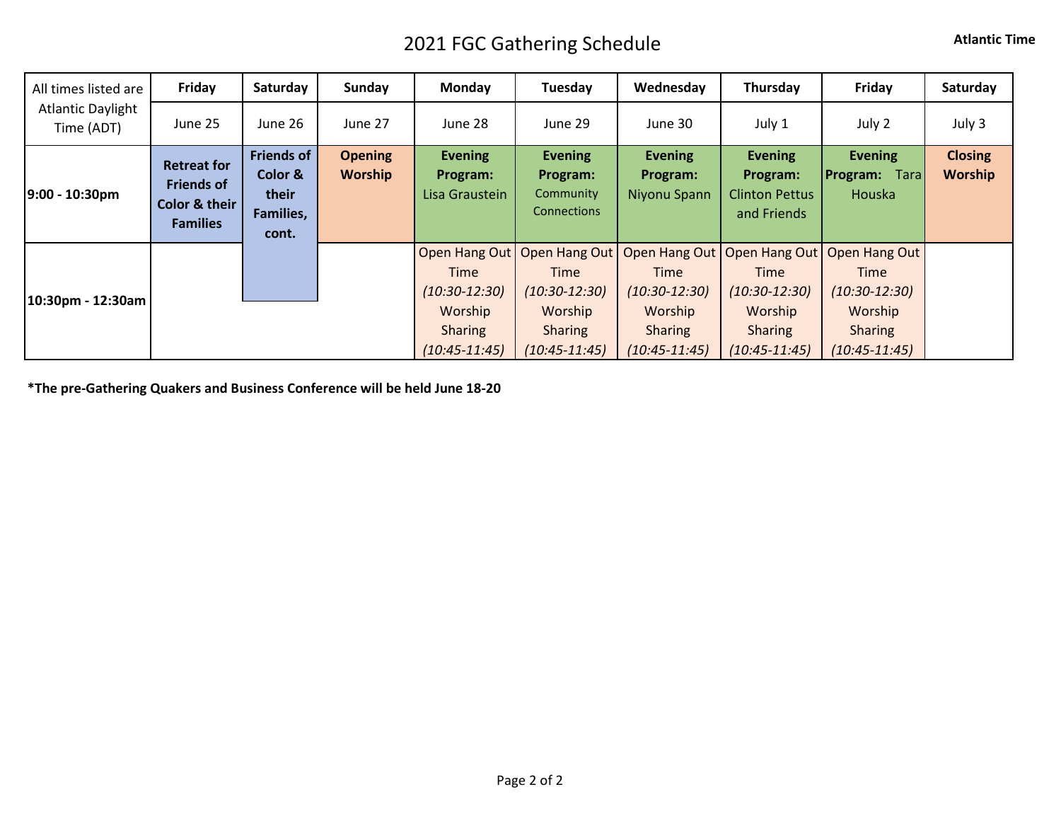# 2021 FGC Gathering Schedule

**Atlantic Time**

| All times listed are Atlantic Daylight Time (ADT) | **Friday** | **Saturday** | **Sunday** | **Monday** | **Tuesday** | **Wednesday** | **Thursday** | **Friday** | **Saturday** |
|---|---|---|---|---|---|---|---|---|---|
| | June 25 | June 26 | June 27 | June 28 | June 29 | June 30 | July 1 | July 2 | July 3 |
| **9:00 - 10:30pm** | **Retreat for Friends of Color & their Families** | **Friends of Color & their Families, cont.** | **Opening Worship** | **Evening Program:** Lisa Graustein | **Evening Program:** Community Connections | **Evening Program:** Niyonu Spann | **Evening Program:** Clinton Pettus and Friends | **Evening Program:** Tara Houska | **Closing Worship** |
| **10:30pm - 12:30am** | | | | Open Hang Out Time *(10:30-12:30)* Worship Sharing *(10:45-11:45)* | Open Hang Out Time *(10:30-12:30)* Worship Sharing *(10:45-11:45)* | Open Hang Out Time *(10:30-12:30)* Worship Sharing *(10:45-11:45)* | Open Hang Out Time *(10:30-12:30)* Worship Sharing *(10:45-11:45)* | Open Hang Out Time *(10:30-12:30)* Worship Sharing *(10:45-11:45)* | |

**\*The pre-Gathering Quakers and Business Conference will be held June 18-20**